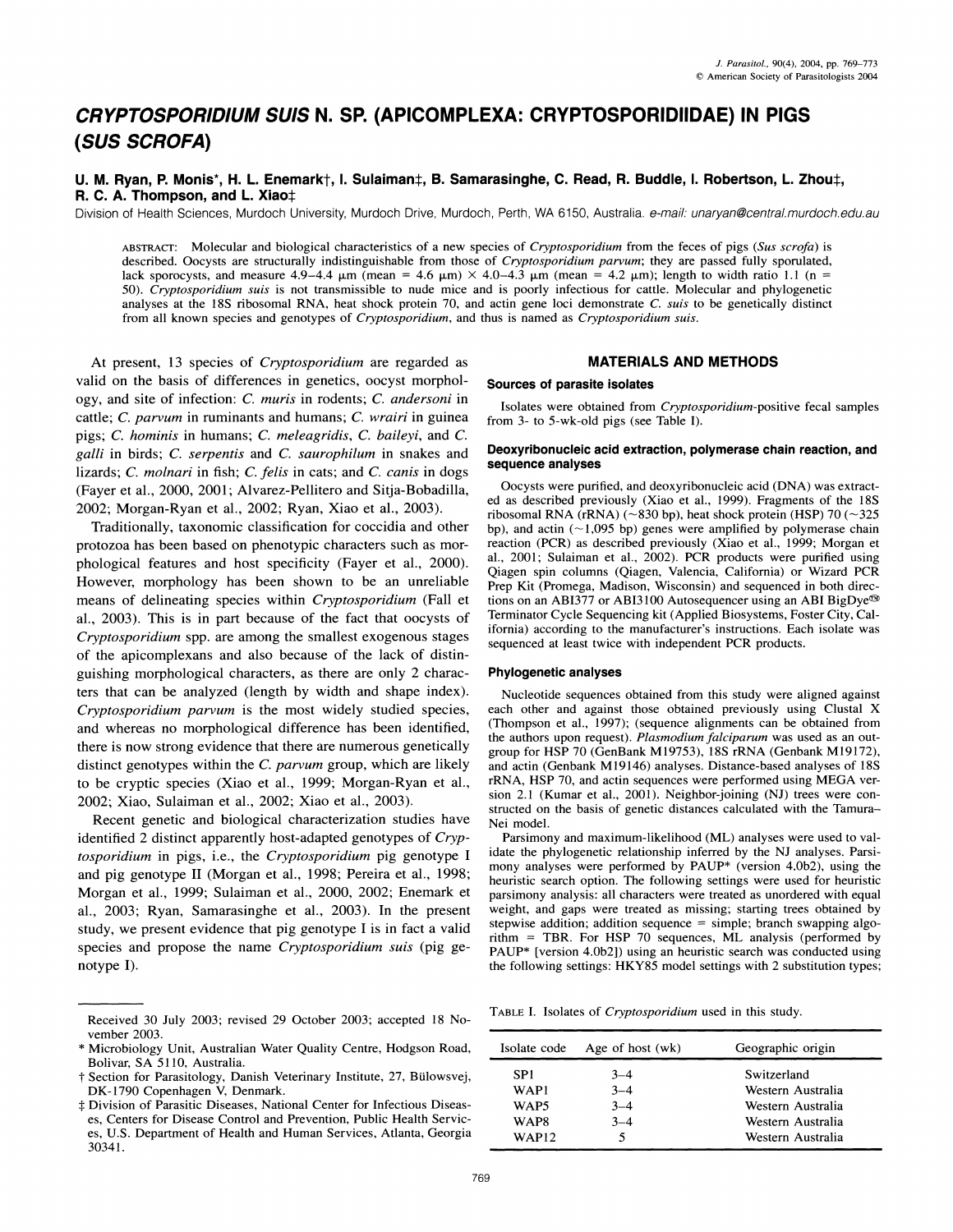# *CRYPTOSPORIDIUM SUIS* N. SP. (APICOMPLEXA: CRYPTOSPORIDIIDAE) IN PIGS (*SUS SCROFA*)

**U. M. Ryan, P. Monis\*, H. L. Enemark†, I. Sulaiman‡, B. Samarasinghe, C. Read, R. Buddle, I. Robertson, L. Zhou‡, R. C. A. Thompson, and L. Xiao‡**

Division of Health Sciences, Murdoch University, Murdoch Drive, Murdoch, Perth, WA 6150, Australia. *e-mail: unaryan@central.murdoch.edu.au*

ABSTRACT: Molecular and biological characteristics of a new species of *Cryptosporidium* from the feces of pigs (*Sus scrofa*) is described. Oocysts are structurally indistinguishable from those of *Cryptosporidium parvum*; they are passed fully sporulated, lack sporocysts, and measure 4.9–4.4 μm (mean = 4.6 μm) × 4.0–4.3 μm (mean = 4.2 μm); length to width ratio 1.1 (n = 50). *Cryptosporidium suis* is not transmissible to nude mice and is poorly infectious for cattle. Molecular and phylogenetic analyses at the 18S ribosomal RNA, heat shock protein 70, and actin gene loci demonstrate *C. suis* to be genetically distinct from all known species and genotypes of *Cryptosporidium*, and thus is named as *Cryptosporidium suis*.

At present, 13 species of *Cryptosporidium* are regarded as valid on the basis of differences in genetics, oocyst morphology, and site of infection: *C. muris* in rodents; *C. andersoni* in cattle; *C. parvum* in ruminants and humans; *C. wrairi* in guinea pigs; *C. hominis* in humans; *C. meleagridis*, *C. baileyi*, and *C. galli* in birds; *C. serpentis* and *C. saurophilum* in snakes and lizards; *C. molnari* in fish; *C. felis* in cats; and *C. canis* in dogs (Fayer et al., 2000, 2001; Alvarez-Pellitero and Sitja-Bobadilla, 2002; Morgan-Ryan et al., 2002; Ryan, Xiao et al., 2003).

Traditionally, taxonomic classification for coccidia and other protozoa has been based on phenotypic characters such as morphological features and host specificity (Fayer et al., 2000). However, morphology has been shown to be an unreliable means of delineating species within *Cryptosporidium* (Fall et al., 2003). This is in part because of the fact that oocysts of *Cryptosporidium* spp. are among the smallest exogenous stages of the apicomplexans and also because of the lack of distinguishing morphological characters, as there are only 2 characters that can be analyzed (length by width and shape index). *Cryptosporidium parvum* is the most widely studied species, and whereas no morphological difference has been identified, there is now strong evidence that there are numerous genetically distinct genotypes within the *C. parvum* group, which are likely to be cryptic species (Xiao et al., 1999; Morgan-Ryan et al., 2002; Xiao, Sulaiman et al., 2002; Xiao et al., 2003).

Recent genetic and biological characterization studies have identified 2 distinct apparently host-adapted genotypes of *Cryptosporidium* in pigs, i.e., the *Cryptosporidium* pig genotype I and pig genotype II (Morgan et al., 1998; Pereira et al., 1998; Morgan et al., 1999; Sulaiman et al., 2000, 2002; Enemark et al., 2003; Ryan, Samarasinghe et al., 2003). In the present study, we present evidence that pig genotype I is in fact a valid species and propose the name *Cryptosporidium suis* (pig genotype I).

Received 30 July 2003; revised 29 October 2003; accepted 18 November 2003.

\* Microbiology Unit, Australian Water Quality Centre, Hodgson Road, Bolivar, SA 5110, Australia.

† Section for Parasitology, Danish Veterinary Institute, 27, Bülowsvej, DK-1790 Copenhagen V, Denmark.

‡ Division of Parasitic Diseases, National Center for Infectious Diseases, Centers for Disease Control and Prevention, Public Health Services, U.S. Department of Health and Human Services, Atlanta, Georgia 30341.

## MATERIALS AND METHODS

### Sources of parasite isolates

Isolates were obtained from *Cryptosporidium*-positive fecal samples from 3- to 5-wk-old pigs (see Table I).

### Deoxyribonucleic acid extraction, polymerase chain reaction, and sequence analyses

Oocysts were purified, and deoxyribonucleic acid (DNA) was extracted as described previously (Xiao et al., 1999). Fragments of the 18S ribosomal RNA (rRNA) (~830 bp), heat shock protein (HSP) 70 (~325 bp), and actin (~1,095 bp) genes were amplified by polymerase chain reaction (PCR) as described previously (Xiao et al., 1999; Morgan et al., 2001; Sulaiman et al., 2002). PCR products were purified using Qiagen spin columns (Qiagen, Valencia, California) or Wizard PCR Prep Kit (Promega, Madison, Wisconsin) and sequenced in both directions on an ABI377 or ABI3100 Autosequencer using an ABI BigDye® Terminator Cycle Sequencing kit (Applied Biosystems, Foster City, California) according to the manufacturer's instructions. Each isolate was sequenced at least twice with independent PCR products.

### Phylogenetic analyses

Nucleotide sequences obtained from this study were aligned against each other and against those obtained previously using Clustal X (Thompson et al., 1997); (sequence alignments can be obtained from the authors upon request). *Plasmodium falciparum* was used as an outgroup for HSP 70 (GenBank M19753), 18S rRNA (Genbank M19172), and actin (GenBank M19146) analyses. Distance-based analyses of 18S rRNA, HSP 70, and actin sequences were performed using MEGA version 2.1 (Kumar et al., 2001). Neighbor-joining (NJ) trees were constructed on the basis of genetic distances calculated with the Tamura–Nei model.

Parsimony and maximum-likelihood (ML) analyses were used to validate the phylogenetic relationship inferred by the NJ analyses. Parsimony analyses were performed by PAUP\* (version 4.0b2), using the heuristic search option. The following settings were used for heuristic parsimony analysis: all characters were treated as unordered with equal weight, and gaps were treated as missing; starting trees obtained by stepwise addition; addition sequence = simple; branch swapping algorithm = TBR. For HSP 70 sequences, ML analysis (performed by PAUP\* [version 4.0b2]) using an heuristic search was conducted using the following settings: HKY85 model settings with 2 substitution types;

TABLE I. Isolates of *Cryptosporidium* used in this study.

| Isolate code | Age of host (wk) | Geographic origin |
|---|---|---|
| SP1 | 3–4 | Switzerland |
| WAP1 | 3–4 | Western Australia |
| WAP5 | 3–4 | Western Australia |
| WAP8 | 3–4 | Western Australia |
| WAP12 | 5 | Western Australia |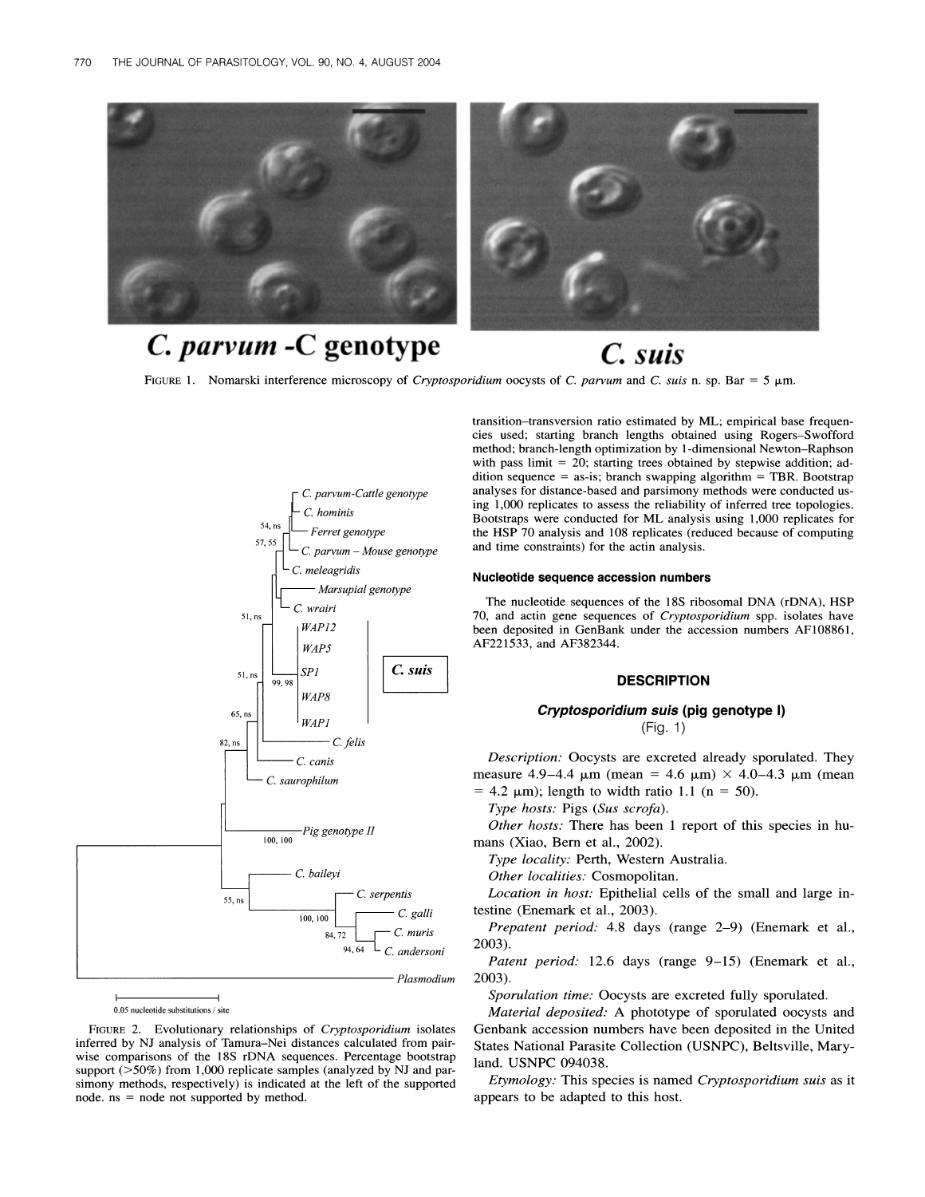C. parvum -C genotype

C. suis

FIGURE 1. Nomarski interference microscopy of *Cryptosporidium* oocysts of *C. parvum* and *C. suis* n. sp. Bar = 5 μm.

C. parvum-Cattle genotype
C. hominis
54, ns
Ferret genotype
57, 55
C. parvum – Mouse genotype
C. meleagridis
Marsupial genotype
C. wrairi
51, ns
WAP12
WAP5
51, ns
SP1
99, 98
C. suis
WAP8
65, ns
WAP1
82, ns
C. felis
C. canis
C. saurophilum
Pig genotype II
100, 100
C. baileyi
55, ns
C. serpentis
100, 100
C. galli
84, 72
C. muris
94, 64
C. andersoni
Plasmodium
0.05 nucleotide substitutions / site

FIGURE 2. Evolutionary relationships of *Cryptosporidium* isolates inferred by NJ analysis of Tamura–Nei distances calculated from pairwise comparisons of the 18S rDNA sequences. Percentage bootstrap support (>50%) from 1,000 replicate samples (analyzed by NJ and parsimony methods, respectively) is indicated at the left of the supported node. ns = node not supported by method.

transition–transversion ratio estimated by ML; empirical base frequencies used; starting branch lengths obtained using Rogers–Swofford method; branch-length optimization by 1-dimensional Newton–Raphson with pass limit = 20; starting trees obtained by stepwise addition; addition sequence = as-is; branch swapping algorithm = TBR. Bootstrap analyses for distance-based and parsimony methods were conducted using 1,000 replicates to assess the reliability of inferred tree topologies. Bootstraps were conducted for ML analysis using 1,000 replicates for the HSP 70 analysis and 108 replicates (reduced because of computing and time constraints) for the actin analysis.

### Nucleotide sequence accession numbers

The nucleotide sequences of the 18S ribosomal DNA (rDNA), HSP 70, and actin gene sequences of *Cryptosporidium* spp. isolates have been deposited in GenBank under the accession numbers AF108861, AF221533, and AF382344.

## DESCRIPTION

### *Cryptosporidium suis* (pig genotype I)

(Fig. 1)

*Description:* Oocysts are excreted already sporulated. They measure 4.9–4.4 μm (mean = 4.6 μm) × 4.0–4.3 μm (mean = 4.2 μm); length to width ratio 1.1 (n = 50).

*Type hosts:* Pigs (*Sus scrofa*).

*Other hosts:* There has been 1 report of this species in humans (Xiao, Bern et al., 2002).

*Type locality:* Perth, Western Australia.

*Other localities:* Cosmopolitan.

*Location in host:* Epithelial cells of the small and large intestine (Enemark et al., 2003).

*Prepatent period:* 4.8 days (range 2–9) (Enemark et al., 2003).

*Patent period:* 12.6 days (range 9–15) (Enemark et al., 2003).

*Sporulation time:* Oocysts are excreted fully sporulated.

*Material deposited:* A phototype of sporulated oocysts and Genbank accession numbers have been deposited in the United States National Parasite Collection (USNPC), Beltsville, Maryland. USNPC 094038.

*Etymology:* This species is named *Cryptosporidium suis* as it appears to be adapted to this host.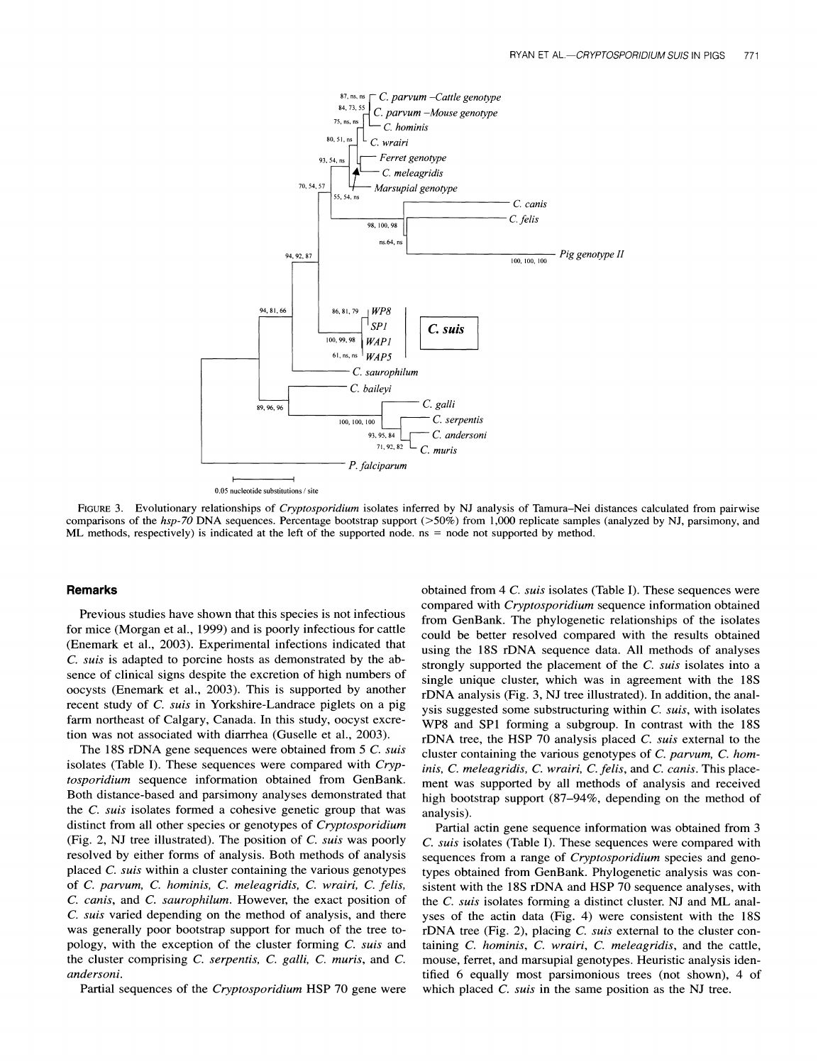87, ns, ns C. parvum –Cattle genotype
84, 73, 55 C. parvum –Mouse genotype
75, ns, ns C. hominis
80, 51, ns C. wrairi
93, 54, ns Ferret genotype
C. meleagridis
70, 54, 57 Marsupial genotype
55, 54, ns
C. canis
C. felis
98, 100, 98
ns.64, ns
94, 92, 87
Pig genotype II
100, 100, 100
94, 81, 66
86, 81, 79 WP8
SP1
100, 99, 98 WAP1
61, ns, ns WAP5
C. suis
C. saurophilum
C. baileyi
89, 96, 96
C. galli
100, 100, 100
C. serpentis
93, 95, 84 C. andersoni
71, 92, 82 C. muris
P. falciparum
0.05 nucleotide substitutions / site

FIGURE 3. Evolutionary relationships of *Cryptosporidium* isolates inferred by NJ analysis of Tamura–Nei distances calculated from pairwise comparisons of the *hsp-70* DNA sequences. Percentage bootstrap support (>50%) from 1,000 replicate samples (analyzed by NJ, parsimony, and ML methods, respectively) is indicated at the left of the supported node. ns = node not supported by method.

## Remarks

Previous studies have shown that this species is not infectious for mice (Morgan et al., 1999) and is poorly infectious for cattle (Enemark et al., 2003). Experimental infections indicated that *C. suis* is adapted to porcine hosts as demonstrated by the absence of clinical signs despite the excretion of high numbers of oocysts (Enemark et al., 2003). This is supported by another recent study of *C. suis* in Yorkshire-Landrace piglets on a pig farm northeast of Calgary, Canada. In this study, oocyst excretion was not associated with diarrhea (Guselle et al., 2003).

The 18S rDNA gene sequences were obtained from 5 *C. suis* isolates (Table I). These sequences were compared with *Cryptosporidium* sequence information obtained from GenBank. Both distance-based and parsimony analyses demonstrated that the *C. suis* isolates formed a cohesive genetic group that was distinct from all other species or genotypes of *Cryptosporidium* (Fig. 2, NJ tree illustrated). The position of *C. suis* was poorly resolved by either forms of analysis. Both methods of analysis placed *C. suis* within a cluster containing the various genotypes of *C. parvum, C. hominis, C. meleagridis, C. wrairi, C. felis, C. canis*, and *C. saurophilum*. However, the exact position of *C. suis* varied depending on the method of analysis, and there was generally poor bootstrap support for much of the tree topology, with the exception of the cluster forming *C. suis* and the cluster comprising *C. serpentis, C. galli, C. muris*, and *C. andersoni*.

Partial sequences of the *Cryptosporidium* HSP 70 gene were obtained from 4 *C. suis* isolates (Table I). These sequences were compared with *Cryptosporidium* sequence information obtained from GenBank. The phylogenetic relationships of the isolates could be better resolved compared with the results obtained using the 18S rDNA sequence data. All methods of analyses strongly supported the placement of the *C. suis* isolates into a single unique cluster, which was in agreement with the 18S rDNA analysis (Fig. 3, NJ tree illustrated). In addition, the analysis suggested some substructuring within *C. suis*, with isolates WP8 and SP1 forming a subgroup. In contrast with the 18S rDNA tree, the HSP 70 analysis placed *C. suis* external to the cluster containing the various genotypes of *C. parvum, C. hominis, C. meleagridis, C. wrairi, C. felis*, and *C. canis*. This placement was supported by all methods of analysis and received high bootstrap support (87–94%, depending on the method of analysis).

Partial actin gene sequence information was obtained from 3 *C. suis* isolates (Table I). These sequences were compared with sequences from a range of *Cryptosporidium* species and genotypes obtained from GenBank. Phylogenetic analysis was consistent with the 18S rDNA and HSP 70 sequence analyses, with the *C. suis* isolates forming a distinct cluster. NJ and ML analyses of the actin data (Fig. 4) were consistent with the 18S rDNA tree (Fig. 2), placing *C. suis* external to the cluster containing *C. hominis, C. wrairi, C. meleagridis*, and the cattle, mouse, ferret, and marsupial genotypes. Heuristic analysis identified 6 equally most parsimonious trees (not shown), 4 of which placed *C. suis* in the same position as the NJ tree.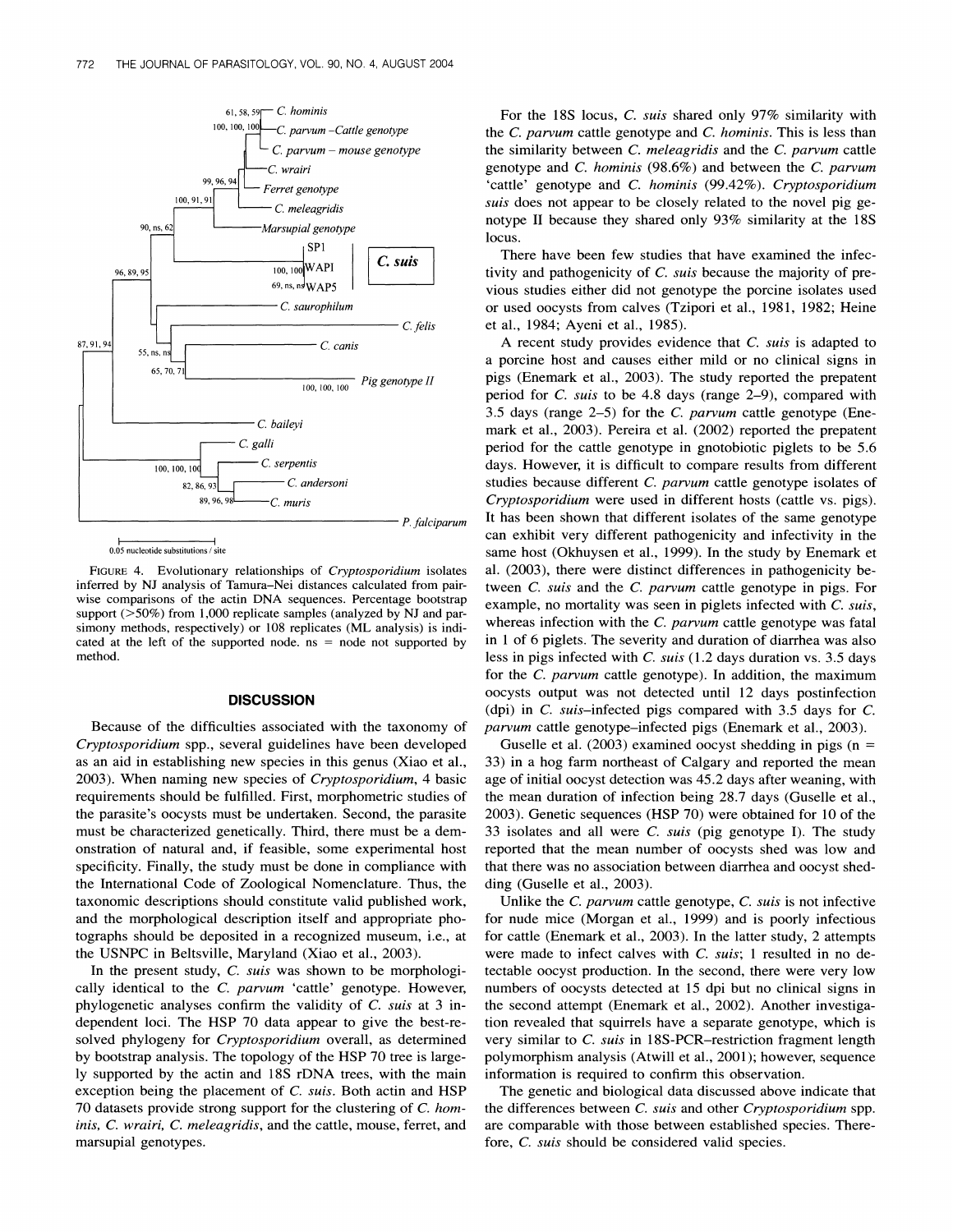61, 58, 59
C. hominis
100, 100, 100
C. parvum -Cattle genotype
C. parvum – mouse genotype
C. wrairi
99, 96, 94
Ferret genotype
100, 91, 91
C. meleagridis
90, ns, 62
Marsupial genotype
SP1
100, 100
WAP1
69, ns, ns
WAP5
C. suis
96, 89, 95
C. saurophilum
C. felis
87, 91, 94
55, ns, ns
C. canis
65, 70, 71
100, 100, 100
Pig genotype II
C. baileyi
C. galli
100, 100, 100
C. serpentis
82, 86, 93
C. andersoni
89, 96, 98
C. muris
P. falciparum
0.05 nucleotide substitutions / site

FIGURE 4. Evolutionary relationships of *Cryptosporidium* isolates inferred by NJ analysis of Tamura–Nei distances calculated from pairwise comparisons of the actin DNA sequences. Percentage bootstrap support (>50%) from 1,000 replicate samples (analyzed by NJ and parsimony methods, respectively) or 108 replicates (ML analysis) is indicated at the left of the supported node. ns = node not supported by method.

## DISCUSSION

Because of the difficulties associated with the taxonomy of *Cryptosporidium* spp., several guidelines have been developed as an aid in establishing new species in this genus (Xiao et al., 2003). When naming new species of *Cryptosporidium*, 4 basic requirements should be fulfilled. First, morphometric studies of the parasite's oocysts must be undertaken. Second, the parasite must be characterized genetically. Third, there must be a demonstration of natural and, if feasible, some experimental host specificity. Finally, the study must be done in compliance with the International Code of Zoological Nomenclature. Thus, the taxonomic descriptions should constitute valid published work, and the morphological description itself and appropriate photographs should be deposited in a recognized museum, i.e., at the USNPC in Beltsville, Maryland (Xiao et al., 2003).

In the present study, *C. suis* was shown to be morphologically identical to the *C. parvum* 'cattle' genotype. However, phylogenetic analyses confirm the validity of *C. suis* at 3 independent loci. The HSP 70 data appear to give the best-resolved phylogeny for *Cryptosporidium* overall, as determined by bootstrap analysis. The topology of the HSP 70 tree is largely supported by the actin and 18S rDNA trees, with the main exception being the placement of *C. suis*. Both actin and HSP 70 datasets provide strong support for the clustering of *C. hominis, C. wrairi, C. meleagridis*, and the cattle, mouse, ferret, and marsupial genotypes.

For the 18S locus, *C. suis* shared only 97% similarity with the *C. parvum* cattle genotype and *C. hominis*. This is less than the similarity between *C. meleagridis* and the *C. parvum* cattle genotype and *C. hominis* (98.6%) and between the *C. parvum* 'cattle' genotype and *C. hominis* (99.42%). *Cryptosporidium suis* does not appear to be closely related to the novel pig genotype II because they shared only 93% similarity at the 18S locus.

There have been few studies that have examined the infectivity and pathogenicity of *C. suis* because the majority of previous studies either did not genotype the porcine isolates used or used oocysts from calves (Tzipori et al., 1981, 1982; Heine et al., 1984; Ayeni et al., 1985).

A recent study provides evidence that *C. suis* is adapted to a porcine host and causes either mild or no clinical signs in pigs (Enemark et al., 2003). The study reported the prepatent period for *C. suis* to be 4.8 days (range 2–9), compared with 3.5 days (range 2–5) for the *C. parvum* cattle genotype (Enemark et al., 2003). Pereira et al. (2002) reported the prepatent period for the cattle genotype in gnotobiotic piglets to be 5.6 days. However, it is difficult to compare results from different studies because different *C. parvum* cattle genotype isolates of *Cryptosporidium* were used in different hosts (cattle vs. pigs). It has been shown that different isolates of the same genotype can exhibit very different pathogenicity and infectivity in the same host (Okhuysen et al., 1999). In the study by Enemark et al. (2003), there were distinct differences in pathogenicity between *C. suis* and the *C. parvum* cattle genotype in pigs. For example, no mortality was seen in piglets infected with *C. suis*, whereas infection with the *C. parvum* cattle genotype was fatal in 1 of 6 piglets. The severity and duration of diarrhea was also less in pigs infected with *C. suis* (1.2 days duration vs. 3.5 days for the *C. parvum* cattle genotype). In addition, the maximum oocysts output was not detected until 12 days postinfection (dpi) in *C. suis*–infected pigs compared with 3.5 days for *C. parvum* cattle genotype–infected pigs (Enemark et al., 2003).

Guselle et al. (2003) examined oocyst shedding in pigs (n = 33) in a hog farm northeast of Calgary and reported the mean age of initial oocyst detection was 45.2 days after weaning, with the mean duration of infection being 28.7 days (Guselle et al., 2003). Genetic sequences (HSP 70) were obtained for 10 of the 33 isolates and all were *C. suis* (pig genotype I). The study reported that the mean number of oocysts shed was low and that there was no association between diarrhea and oocyst shedding (Guselle et al., 2003).

Unlike the *C. parvum* cattle genotype, *C. suis* is not infective for nude mice (Morgan et al., 1999) and is poorly infectious for cattle (Enemark et al., 2003). In the latter study, 2 attempts were made to infect calves with *C. suis*; 1 resulted in no detectable oocyst production. In the second, there were very low numbers of oocysts detected at 15 dpi but no clinical signs in the second attempt (Enemark et al., 2002). Another investigation revealed that squirrels have a separate genotype, which is very similar to *C. suis* in 18S-PCR–restriction fragment length polymorphism analysis (Atwill et al., 2001); however, sequence information is required to confirm this observation.

The genetic and biological data discussed above indicate that the differences between *C. suis* and other *Cryptosporidium* spp. are comparable with those between established species. Therefore, *C. suis* should be considered valid species.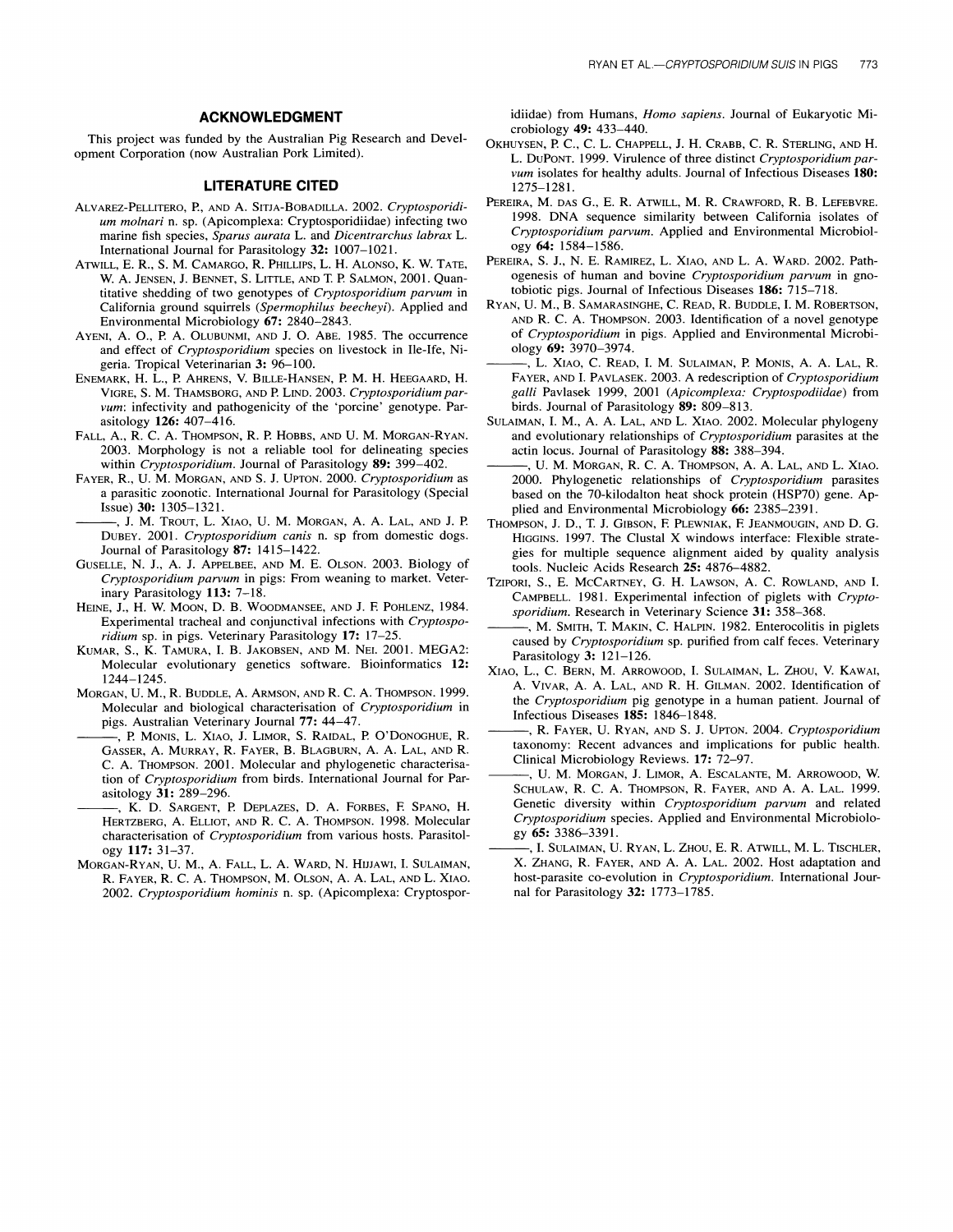## ACKNOWLEDGMENT

This project was funded by the Australian Pig Research and Development Corporation (now Australian Pork Limited).

## LITERATURE CITED

ALVAREZ-PELLITERO, P., AND A. SITJA-BOBADILLA. 2002. *Cryptosporidium molnari* n. sp. (Apicomplexa: Cryptosporidiidae) infecting two marine fish species, *Sparus aurata* L. and *Dicentrarchus labrax* L. International Journal for Parasitology **32:** 1007–1021.

ATWILL, E. R., S. M. CAMARGO, R. PHILLIPS, L. H. ALONSO, K. W. TATE, W. A. JENSEN, J. BENNET, S. LITTLE, AND T. P. SALMON, 2001. Quantitative shedding of two genotypes of *Cryptosporidium parvum* in California ground squirrels (*Spermophilus beecheyi*). Applied and Environmental Microbiology **67:** 2840–2843.

AYENI, A. O., P. A. OLUBUNMI, AND J. O. ABE. 1985. The occurrence and effect of *Cryptosporidium* species on livestock in Ile-Ife, Nigeria. Tropical Veterinarian **3:** 96–100.

ENEMARK, H. L., P. AHRENS, V. BILLE-HANSEN, P. M. H. HEEGAARD, H. VIGRE, S. M. THAMSBORG, AND P. LIND. 2003. *Cryptosporidium parvum*: infectivity and pathogenicity of the 'porcine' genotype. Parasitology **126:** 407–416.

FALL, A., R. C. A. THOMPSON, R. P. HOBBS, AND U. M. MORGAN-RYAN. 2003. Morphology is not a reliable tool for delineating species within *Cryptosporidium*. Journal of Parasitology **89:** 399–402.

FAYER, R., U. M. MORGAN, AND S. J. UPTON. 2000. *Cryptosporidium* as a parasitic zoonotic. International Journal for Parasitology (Special Issue) **30:** 1305–1321.

———, J. M. TROUT, L. XIAO, U. M. MORGAN, A. A. LAL, AND J. P. DUBEY. 2001. *Cryptosporidium canis* n. sp from domestic dogs. Journal of Parasitology **87:** 1415–1422.

GUSELLE, N. J., A. J. APPELBEE, AND M. E. OLSON. 2003. Biology of *Cryptosporidium parvum* in pigs: From weaning to market. Veterinary Parasitology **113:** 7–18.

HEINE, J., H. W. MOON, D. B. WOODMANSEE, AND J. F. POHLENZ, 1984. Experimental tracheal and conjunctival infections with *Cryptosporidium* sp. in pigs. Veterinary Parasitology **17:** 17–25.

KUMAR, S., K. TAMURA, I. B. JAKOBSEN, AND M. NEI. 2001. MEGA2: Molecular evolutionary genetics software. Bioinformatics **12:** 1244–1245.

MORGAN, U. M., R. BUDDLE, A. ARMSON, AND R. C. A. THOMPSON. 1999. Molecular and biological characterisation of *Cryptosporidium* in pigs. Australian Veterinary Journal **77:** 44–47.

———, P. MONIS, L. XIAO, J. LIMOR, S. RAIDAL, P. O'DONOGHUE, R. GASSER, A. MURRAY, R. FAYER, B. BLAGBURN, A. A. LAL, AND R. C. A. THOMPSON. 2001. Molecular and phylogenetic characterisation of *Cryptosporidium* from birds. International Journal for Parasitology **31:** 289–296.

———, K. D. SARGENT, P. DEPLAZES, D. A. FORBES, F. SPANO, H. HERTZBERG, A. ELLIOT, AND R. C. A. THOMPSON. 1998. Molecular characterisation of *Cryptosporidium* from various hosts. Parasitology **117:** 31–37.

MORGAN-RYAN, U. M., A. FALL, L. A. WARD, N. HIJJAWI, I. SULAIMAN, R. FAYER, R. C. A. THOMPSON, M. OLSON, A. A. LAL, AND L. XIAO. 2002. *Cryptosporidium hominis* n. sp. (Apicomplexa: Cryptosporidiidae) from Humans, *Homo sapiens*. Journal of Eukaryotic Microbiology **49:** 433–440.

OKHUYSEN, P. C., C. L. CHAPPELL, J. H. CRABB, C. R. STERLING, AND H. L. DUPONT. 1999. Virulence of three distinct *Cryptosporidium parvum* isolates for healthy adults. Journal of Infectious Diseases **180:** 1275–1281.

PEREIRA, M. DAS G., E. R. ATWILL, M. R. CRAWFORD, R. B. LEFEBVRE. 1998. DNA sequence similarity between California isolates of *Cryptosporidium parvum*. Applied and Environmental Microbiology **64:** 1584–1586.

PEREIRA, S. J., N. E. RAMIREZ, L. XIAO, AND L. A. WARD. 2002. Pathogenesis of human and bovine *Cryptosporidium parvum* in gnotobiotic pigs. Journal of Infectious Diseases **186:** 715–718.

RYAN, U. M., B. SAMARASINGHE, C. READ, R. BUDDLE, I. M. ROBERTSON, AND R. C. A. THOMPSON. 2003. Identification of a novel genotype of *Cryptosporidium* in pigs. Applied and Environmental Microbiology **69:** 3970–3974.

———, L. XIAO, C. READ, I. M. SULAIMAN, P. MONIS, A. A. LAL, R. FAYER, AND I. PAVLASEK. 2003. A redescription of *Cryptosporidium galli* Pavlasek 1999, 2001 (*Apicomplexa: Cryptospodiidae*) from birds. Journal of Parasitology **89:** 809–813.

SULAIMAN, I. M., A. A. LAL, AND L. XIAO. 2002. Molecular phylogeny and evolutionary relationships of *Cryptosporidium* parasites at the actin locus. Journal of Parasitology **88:** 388–394.

———, U. M. MORGAN, R. C. A. THOMPSON, A. A. LAL, AND L. XIAO. 2000. Phylogenetic relationships of *Cryptosporidium* parasites based on the 70-kilodalton heat shock protein (HSP70) gene. Applied and Environmental Microbiology **66:** 2385–2391.

THOMPSON, J. D., T. J. GIBSON, F. PLEWNIAK, F. JEANMOUGIN, AND D. G. HIGGINS. 1997. The Clustal X windows interface: Flexible strategies for multiple sequence alignment aided by quality analysis tools. Nucleic Acids Research **25:** 4876–4882.

TZIPORI, S., E. MCCARTNEY, G. H. LAWSON, A. C. ROWLAND, AND I. CAMPBELL. 1981. Experimental infection of piglets with *Cryptosporidium*. Research in Veterinary Science **31:** 358–368.

———, M. SMITH, T. MAKIN, C. HALPIN. 1982. Enterocolitis in piglets caused by *Cryptosporidium* sp. purified from calf feces. Veterinary Parasitology **3:** 121–126.

XIAO, L., C. BERN, M. ARROWOOD, I. SULAIMAN, L. ZHOU, V. KAWAI, A. VIVAR, A. A. LAL, AND R. H. GILMAN. 2002. Identification of the *Cryptosporidium* pig genotype in a human patient. Journal of Infectious Diseases **185:** 1846–1848.

———, R. FAYER, U. RYAN, AND S. J. UPTON. 2004. *Cryptosporidium* taxonomy: Recent advances and implications for public health. Clinical Microbiology Reviews. **17:** 72–97.

———, U. M. MORGAN, J. LIMOR, A. ESCALANTE, M. ARROWOOD, W. SCHULAW, R. C. A. THOMPSON, R. FAYER, AND A. A. LAL. 1999. Genetic diversity within *Cryptosporidium parvum* and related *Cryptosporidium* species. Applied and Environmental Microbiology **65:** 3386–3391.

———, I. SULAIMAN, U. RYAN, L. ZHOU, E. R. ATWILL, M. L. TISCHLER, X. ZHANG, R. FAYER, AND A. A. LAL. 2002. Host adaptation and host-parasite co-evolution in *Cryptosporidium*. International Journal for Parasitology **32:** 1773–1785.